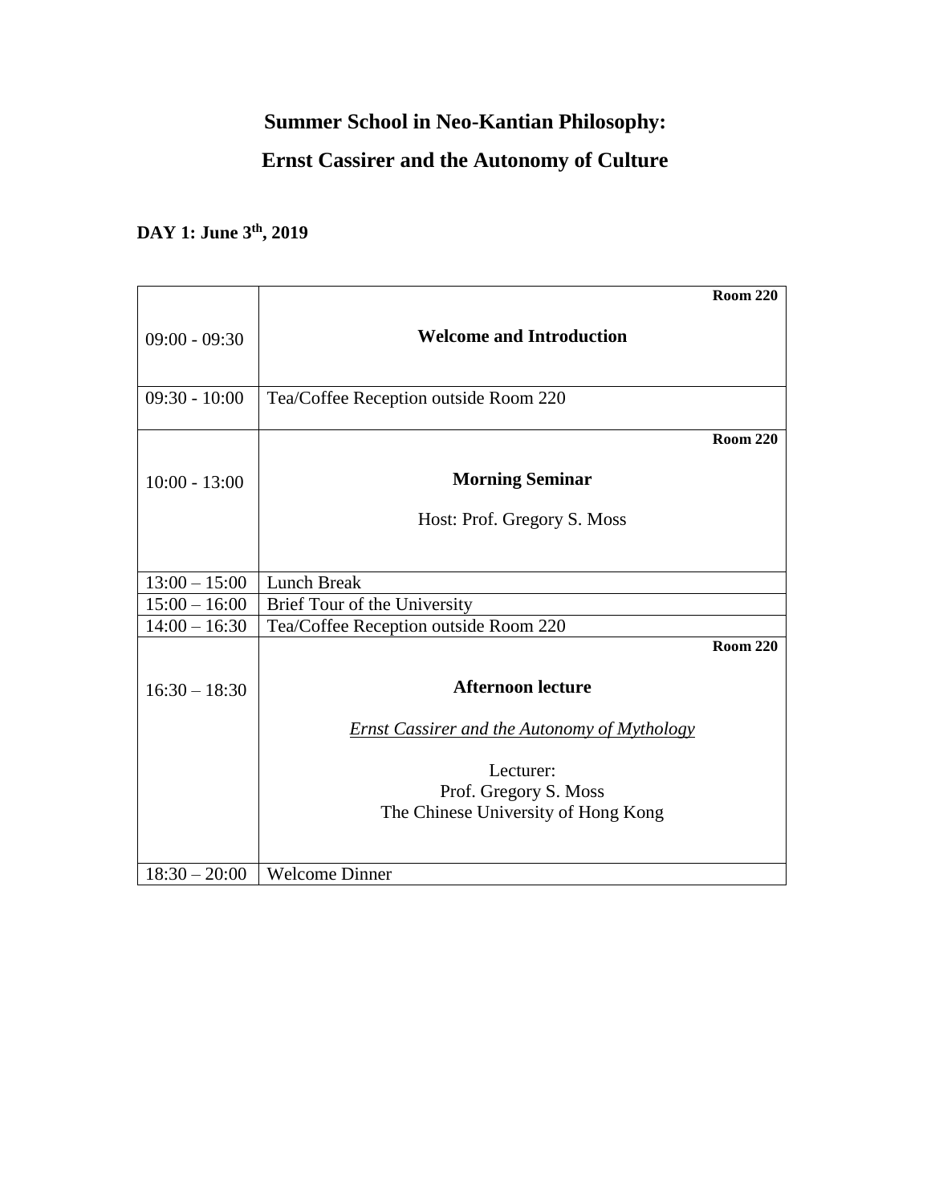# Summer School in Neo-Kantian Philosophy:

# Ernst Cassirer and the Autonomy of Culture

## DAY 1: June 3th, 2019

| | |
|---|---|
| 09:00 - 09:30 | **Room 220**<br>**Welcome and Introduction** |
| 09:30 - 10:00 | Tea/Coffee Reception outside Room 220 |
| 10:00 - 13:00 | **Room 220**<br>**Morning Seminar**<br>Host: Prof. Gregory S. Moss |
| 13:00 – 15:00 | Lunch Break |
| 15:00 – 16:00 | Brief Tour of the University |
| 14:00 – 16:30 | Tea/Coffee Reception outside Room 220 |
| 16:30 – 18:30 | **Room 220**<br>**Afternoon lecture**<br>*Ernst Cassirer and the Autonomy of Mythology*<br>Lecturer:<br>Prof. Gregory S. Moss<br>The Chinese University of Hong Kong |
| 18:30 – 20:00 | Welcome Dinner |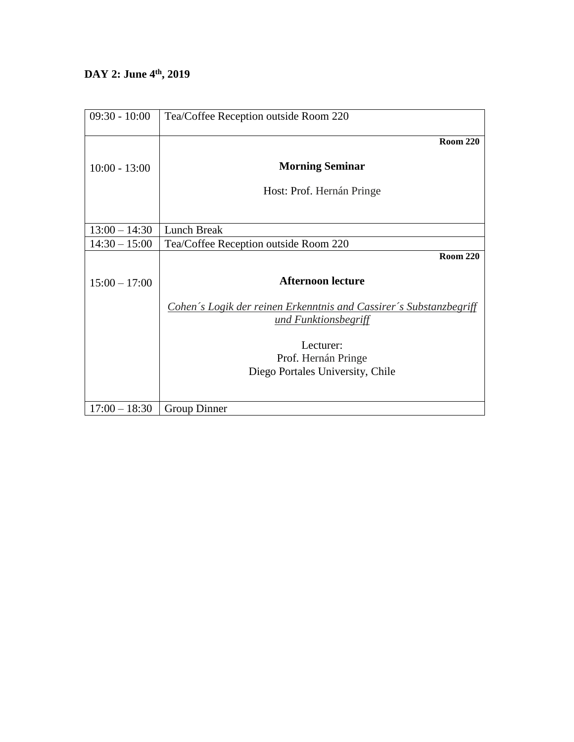**DAY 2: June 4th, 2019**

| | |
|---|---|
| 09:30 - 10:00 | Tea/Coffee Reception outside Room 220 |
| 10:00 - 13:00 | **Room 220**<br><br>**Morning Seminar**<br><br>Host: Prof. Hernán Pringe |
| 13:00 – 14:30 | Lunch Break |
| 14:30 – 15:00 | Tea/Coffee Reception outside Room 220 |
| 15:00 – 17:00 | **Room 220**<br><br>**Afternoon lecture**<br><br>*Cohen´s Logik der reinen Erkenntnis and Cassirer´s Substanzbegriff und Funktionsbegriff*<br><br>Lecturer:<br>Prof. Hernán Pringe<br>Diego Portales University, Chile |
| 17:00 – 18:30 | Group Dinner |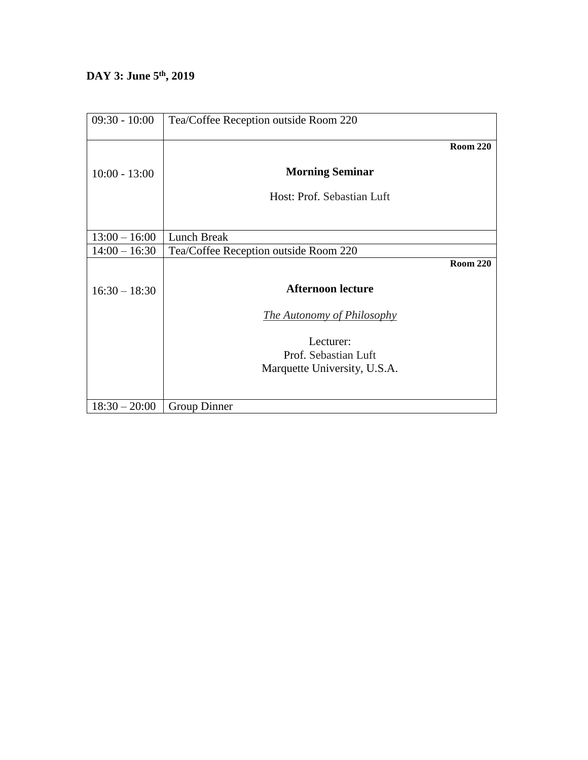**DAY 3: June 5th, 2019**

| | |
|---|---|
| 09:30 - 10:00 | Tea/Coffee Reception outside Room 220 |
| 10:00 - 13:00 | **Room 220**<br><br>**Morning Seminar**<br><br>Host: Prof. Sebastian Luft |
| 13:00 – 16:00 | Lunch Break |
| 14:00 – 16:30 | Tea/Coffee Reception outside Room 220 |
| 16:30 – 18:30 | **Room 220**<br><br>**Afternoon lecture**<br><br>*The Autonomy of Philosophy*<br><br>Lecturer:<br>Prof. Sebastian Luft<br>Marquette University, U.S.A. |
| 18:30 – 20:00 | Group Dinner |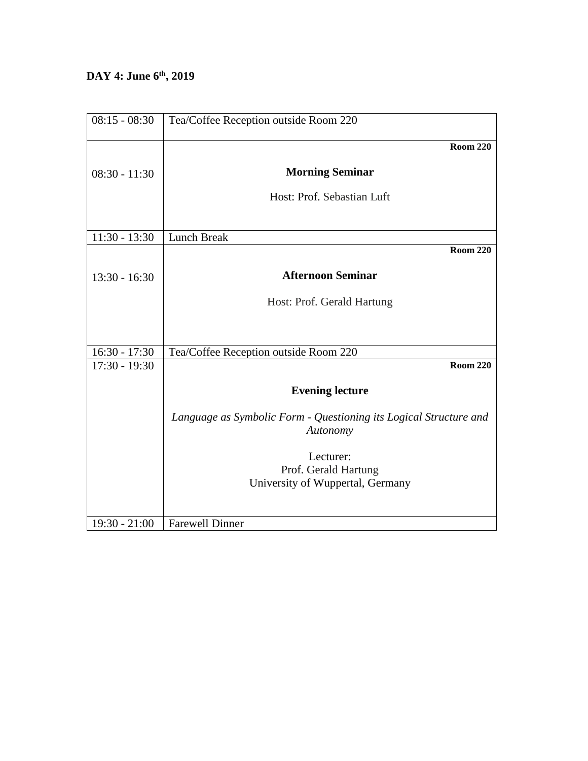**DAY 4: June 6th, 2019**

| | |
|---|---|
| 08:15 - 08:30 | Tea/Coffee Reception outside Room 220 |
| 08:30 - 11:30 | **Room 220**<br><br>**Morning Seminar**<br><br>Host: Prof. Sebastian Luft |
| 11:30 - 13:30 | Lunch Break |
| 13:30 - 16:30 | **Room 220**<br><br>**Afternoon Seminar**<br><br>Host: Prof. Gerald Hartung |
| 16:30 - 17:30 | Tea/Coffee Reception outside Room 220 |
| 17:30 - 19:30 | **Room 220**<br><br>**Evening lecture**<br><br>*Language as Symbolic Form - Questioning its Logical Structure and Autonomy*<br><br>Lecturer:<br>Prof. Gerald Hartung<br>University of Wuppertal, Germany |
| 19:30 - 21:00 | Farewell Dinner |